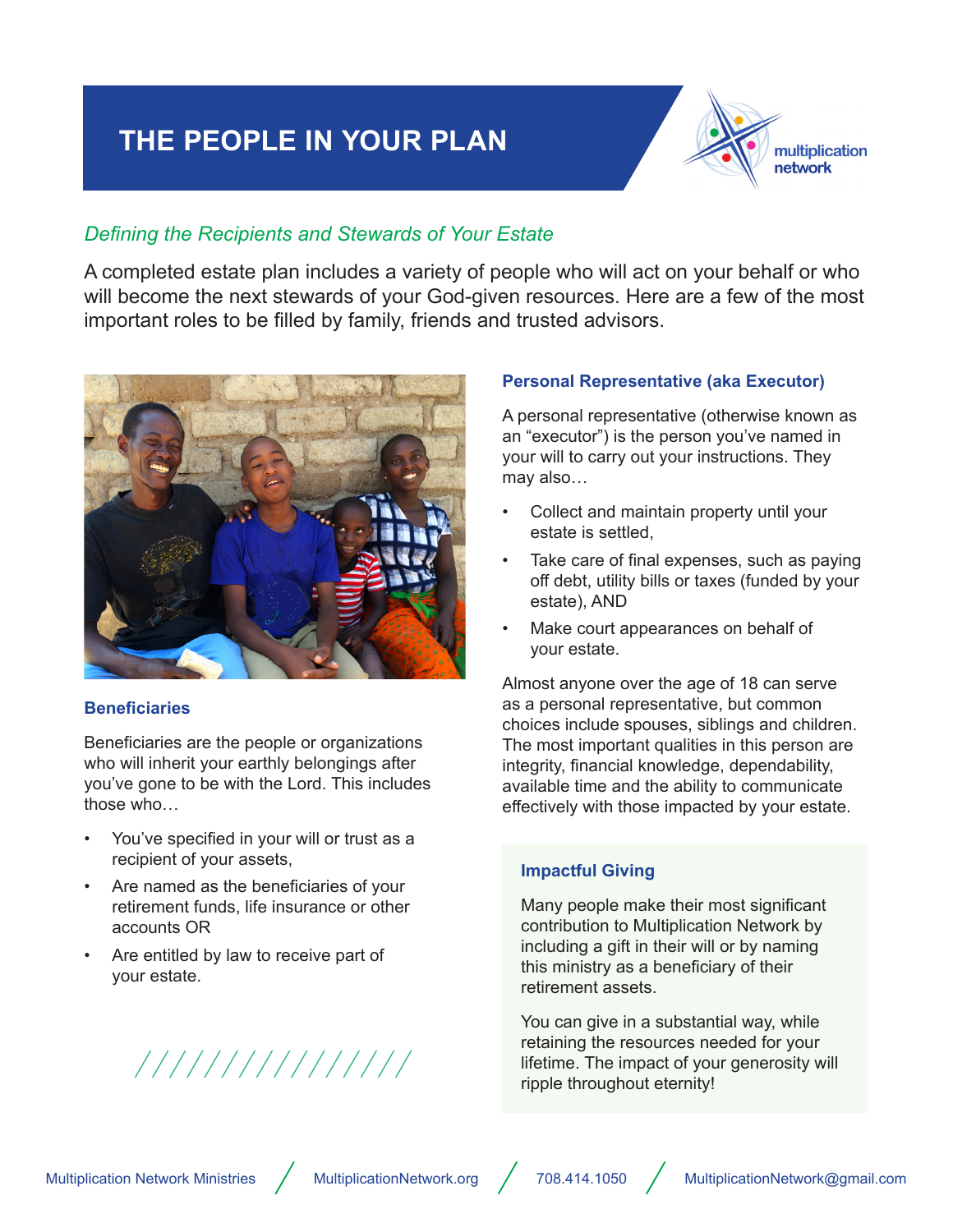# THE PEOPLE IN YOUR PLAN

*Defining the Recipients and Stewards of Your Estate*

A completed estate plan includes a variety of people who will act on your behalf or who will become the next stewards of your God-given resources. Here are a few of the most important roles to be filled by family, friends and trusted advisors.

### Beneficiaries

Beneficiaries are the people or organizations who will inherit your earthly belongings after you've gone to be with the Lord. This includes those who…

- You've specified in your will or trust as a recipient of your assets,
- Are named as the beneficiaries of your retirement funds, life insurance or other accounts OR
- Are entitled by law to receive part of your estate.

### Personal Representative (aka Executor)

A personal representative (otherwise known as an "executor") is the person you've named in your will to carry out your instructions. They may also…

- Collect and maintain property until your estate is settled,
- Take care of final expenses, such as paying off debt, utility bills or taxes (funded by your estate), AND
- Make court appearances on behalf of your estate.

Almost anyone over the age of 18 can serve as a personal representative, but common choices include spouses, siblings and children. The most important qualities in this person are integrity, financial knowledge, dependability, available time and the ability to communicate effectively with those impacted by your estate.

### Impactful Giving

Many people make their most significant contribution to Multiplication Network by including a gift in their will or by naming this ministry as a beneficiary of their retirement assets.

You can give in a substantial way, while retaining the resources needed for your lifetime. The impact of your generosity will ripple throughout eternity!

Multiplication Network Ministries / MultiplicationNetwork.org / 708.414.1050 / MultiplicationNetwork@gmail.com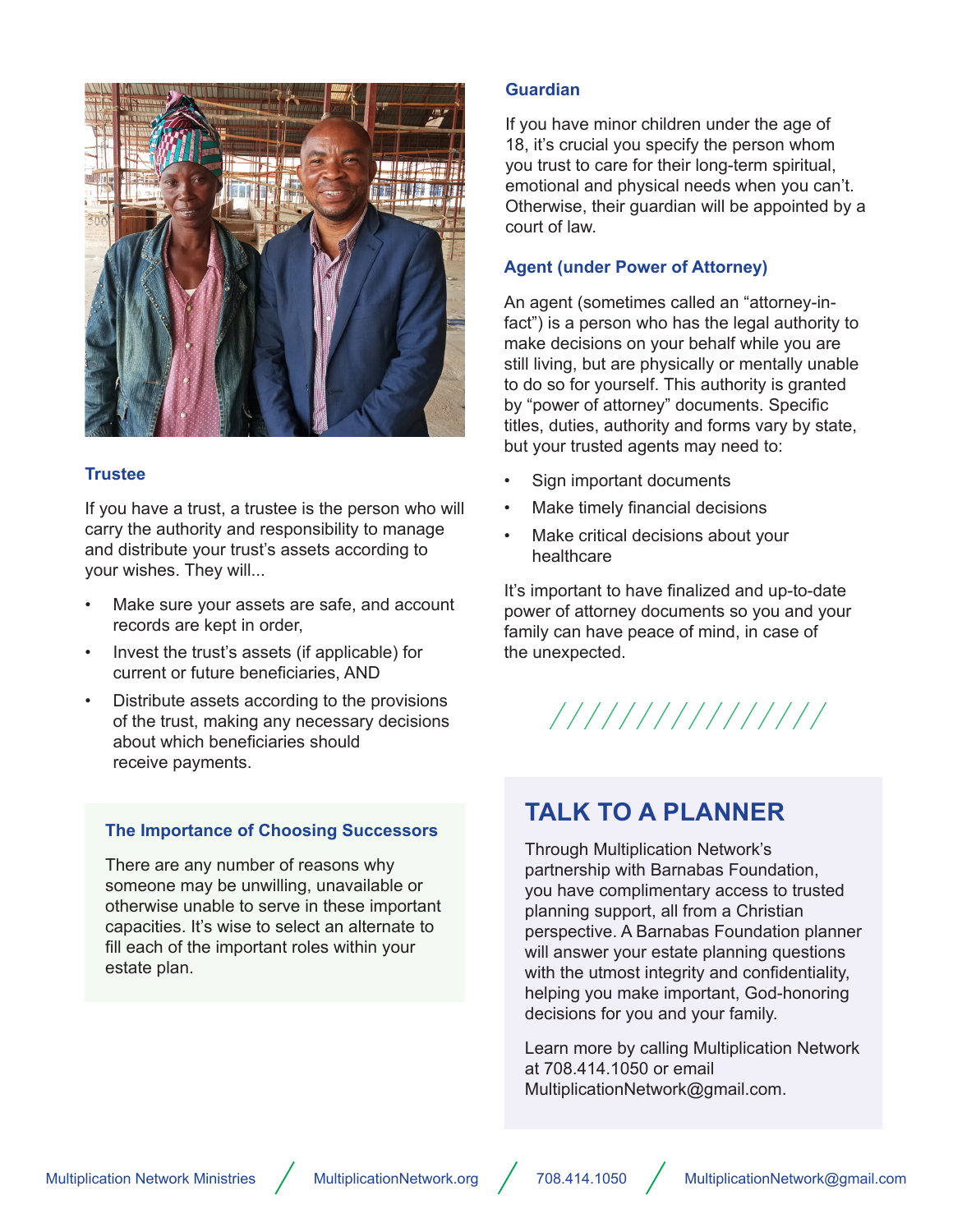### Trustee

If you have a trust, a trustee is the person who will carry the authority and responsibility to manage and distribute your trust's assets according to your wishes. They will...

- Make sure your assets are safe, and account records are kept in order,
- Invest the trust's assets (if applicable) for current or future beneficiaries, AND
- Distribute assets according to the provisions of the trust, making any necessary decisions about which beneficiaries should receive payments.

### The Importance of Choosing Successors

There are any number of reasons why someone may be unwilling, unavailable or otherwise unable to serve in these important capacities. It's wise to select an alternate to fill each of the important roles within your estate plan.

### Guardian

If you have minor children under the age of 18, it's crucial you specify the person whom you trust to care for their long-term spiritual, emotional and physical needs when you can't. Otherwise, their guardian will be appointed by a court of law.

### Agent (under Power of Attorney)

An agent (sometimes called an "attorney-in-fact") is a person who has the legal authority to make decisions on your behalf while you are still living, but are physically or mentally unable to do so for yourself. This authority is granted by "power of attorney" documents. Specific titles, duties, authority and forms vary by state, but your trusted agents may need to:

- Sign important documents
- Make timely financial decisions
- Make critical decisions about your healthcare

It's important to have finalized and up-to-date power of attorney documents so you and your family can have peace of mind, in case of the unexpected.

## TALK TO A PLANNER

Through Multiplication Network's partnership with Barnabas Foundation, you have complimentary access to trusted planning support, all from a Christian perspective. A Barnabas Foundation planner will answer your estate planning questions with the utmost integrity and confidentiality, helping you make important, God-honoring decisions for you and your family.

Learn more by calling Multiplication Network at 708.414.1050 or email MultiplicationNetwork@gmail.com.

Multiplication Network Ministries / MultiplicationNetwork.org / 708.414.1050 / MultiplicationNetwork@gmail.com